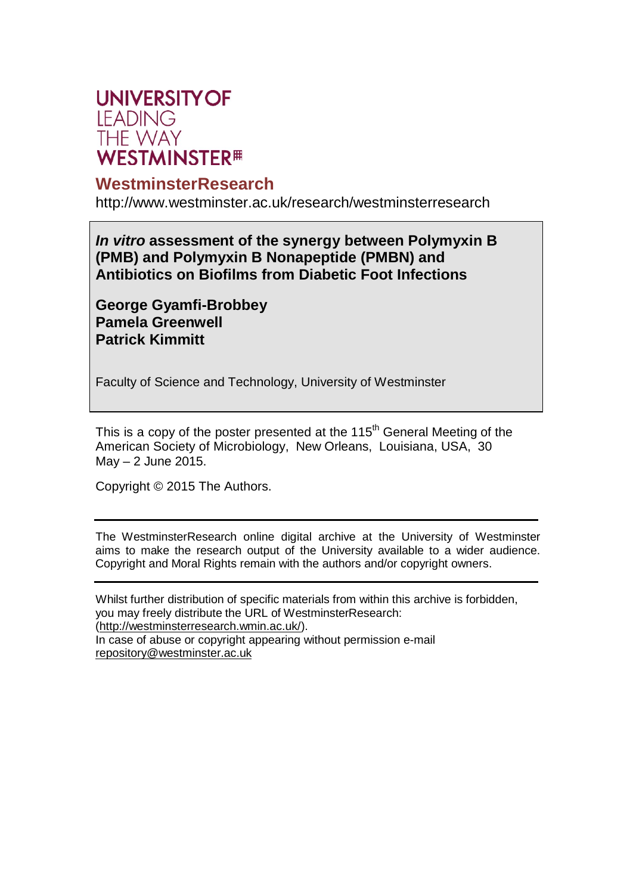UNIVERSITY OF
LEADING
THE WAY
WESTMINSTER

## WestminsterResearch

http://www.westminster.ac.uk/research/westminsterresearch

**_In vitro_ assessment of the synergy between Polymyxin B (PMB) and Polymyxin B Nonapeptide (PMBN) and Antibiotics on Biofilms from Diabetic Foot Infections**

**George Gyamfi-Brobbey**
**Pamela Greenwell**
**Patrick Kimmitt**

Faculty of Science and Technology, University of Westminster

This is a copy of the poster presented at the 115th General Meeting of the American Society of Microbiology, New Orleans, Louisiana, USA, 30 May – 2 June 2015.

Copyright © 2015 The Authors.

---

The WestminsterResearch online digital archive at the University of Westminster aims to make the research output of the University available to a wider audience. Copyright and Moral Rights remain with the authors and/or copyright owners.

---

Whilst further distribution of specific materials from within this archive is forbidden, you may freely distribute the URL of WestminsterResearch: (http://westminsterresearch.wmin.ac.uk/).
In case of abuse or copyright appearing without permission e-mail repository@westminster.ac.uk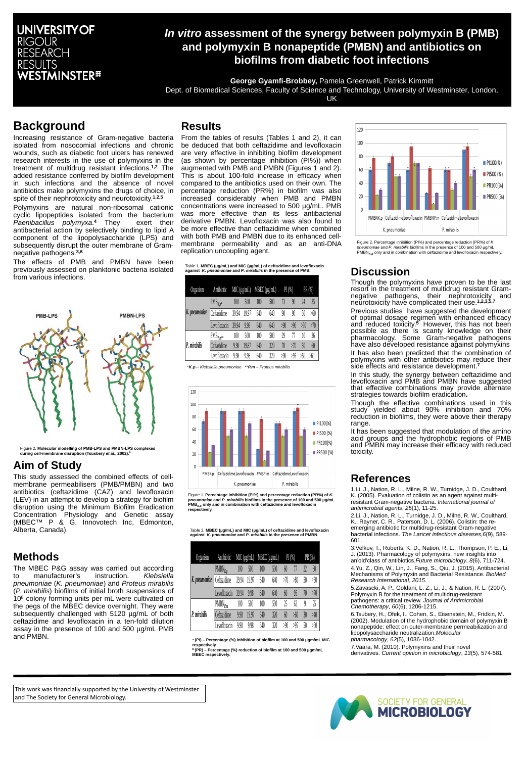# *In vitro* assessment of the synergy between polymyxin B (PMB) and polymyxin B nonapeptide (PMBN) and antibiotics on biofilms from diabetic foot infections

UNIVERSITY OF RIGOUR RESEARCH RESULTS WESTMINSTER

**George Gyamfi-Brobbey,** Pamela Greenwell, Patrick Kimmitt

Dept. of Biomedical Sciences, Faculty of Science and Technology, University of Westminster, London, UK

## Background

Increasing resistance of Gram-negative bacteria isolated from nosocomial infections and chronic wounds, such as diabetic foot ulcers has renewed research interests in the use of polymyxins in the treatment of multidrug resistant infections.[1,2] The added resistance conferred by biofilm development in such infections and the absence of novel antibiotics make polymyxins the drugs of choice, in spite of their nephrotoxicity and neurotoxicity.[1,2,5]

Polymyxins are natural non-ribosomal cationic cyclic lipopeptides isolated from the bacterium *Paenibacillus polymyxa*.[4] They exert their antibacterial action by selectively binding to lipid A component of the lipopolysaccharide (LPS) and subsequently disrupt the outer membrane of Gram-negative pathogens.[3,6]

The effects of PMB and PMBN have been previously assessed on planktonic bacteria isolated from various infections.

PMB-LPS

PMBN-LPS

Figure 2. **Molecular modelling of PMB-LPS and PMBN-LPS complexes during cell-membrane disruption (Tsusbery *et al*., 2002).**[6]

## Aim of Study

This study assessed the combined effects of cell-membrane permeabilisers (PMB/PMBN) and two antibiotics (ceftazidime (CAZ) and levofloxacin (LEV) in an attempt to develop a strategy for biofilm disruption using the Minimum Biofilm Eradication Concentration Physiology and Genetic assay (MBEC™ P & G, Innovotech Inc, Edmonton, Alberta, Canada)

## Methods

The MBEC P&G assay was carried out according to manufacturer's instruction. *Klebsiella pneumoniae* (*K. pneumoniae*) and *Proteus mirabilis* (*P. mirabilis*) biofilms of initial broth suspensions of $10^8$ colony forming units per mL were cultivated on the pegs of the MBEC device overnight. They were subsequently challenged with 5120 µg/mL of both ceftazidime and levofloxacin in a ten-fold dilution assay in the presence of 100 and 500 µg/mL PMB and PMBN.

## Results

From the tables of results (Tables 1 and 2), it can be deduced that both ceftazidime and levofloxacin are very effective in inhibiting biofilm development (as shown by percentage inhibition (PI%)) when augmented with PMB and PMBN (Figures 1 and 2). This is about 100-fold increase in efficacy when compared to the antibiotics used on their own. The percentage reduction (PR%) in biofilm was also increased considerably when PMB and PMBN concentrations were increased to 500 µg/mL. PMB was more effective than its less antibacterial derivative PMBN. Levofloxacin was also found to be more effective than ceftazidime when combined with both PMB and PMBN due to its enhanced cell-membrane permeability and as an anti-DNA replication uncoupling agent.

Table 1. **MBEC (µg/mL) and MIC (µg/mL) of ceftazidime and levofloxacin against *K. pneumoniae* and *P. mirabilis* in the presence of PMB.**

| Organism | Antibiotic | MIC (µg/mL) | | MBEC (µg/mL) | | PI (%) | | PR (%) | |
|---|---|---|---|---|---|---|---|---|---|
| *K. pneumoniae* | $PMB_{K.p}$* | 100 | 500 | 100 | 500 | 73 | 90 | 24 | 35 |
| | Ceftazidime | 39.94 | 19.97 | 640 | 640 | 90 | 90 | 50 | >60 |
| | Levofloxacin | 39.94 | 9.98 | 640 | 640 | >90 | >90 | >50 | >70 |
| *P. mirabilis* | $PMB_{P.m}$** | 100 | 500 | 100 | 500 | 29 | 77 | 10 | 26 |
| | Ceftazidime | 9.98 | 19.87 | 640 | 320 | 70 | >70 | 50 | 60 |
| | Levofloxacin | 9.98 | 9.98 | 640 | 320 | >90 | >95 | >50 | >60 |

**K.p* – *Klebsiella pneumoniae* ***P.m* – *Proteus mirabilis*

120
100
80
60
40
20
0
PMBK.p Ceftazidime Levofloxacin PMBP.m Ceftazidime Levofloxacin
K. pneumoniae
P. mirabilis
PI100(%)
PI500 (%)
PR100(%)
PR500 (%)

Figure 1. **Percentage inhibition (PI%) and percentage reduction (PR%) of *K. pneumoniae* and *P. mirabilis* biofilms in the presence of 100 and 500 µg/mL $PMB_{K.p}$ only and in combination with ceftazidime and levofloxacin respectively.**

Table 2. **MBEC (µg/mL) and MIC (µg/mL) of ceftazidime and levofloxacin against *K. pneumoniae* and *P. mirabilis* in the presence of PMBN.**

| Organism | Antibiotic | MIC (µg/mL) | | MBEC (µg/mL) | | PI (%) | | PR (%) | |
|---|---|---|---|---|---|---|---|---|---|
| *K. pneumoniae* | $PMBN_{K.p}$ | 100 | 500 | 100 | 500 | 60 | 77 | 22 | 30 |
| | Ceftazidime | 39.94 | 19.97 | 640 | 640 | >70 | >80 | 50 | >50 |
| | Levofloxacin | 39.94 | 9.98 | 640 | 640 | 60 | 95 | 70 | >70 |
| *P. mirabilis* | $PMBN_{P.m}$ | 100 | 500 | 100 | 500 | 25 | 62 | 9 | 25 |
| | Ceftazidime | 9.98 | 19.97 | 640 | 320 | 60 | >60 | 30 | >40 |
| | Levofloxacin | 9.98 | 9.98 | 640 | 320 | >90 | >95 | 50 | >60 |

[a] **(PI) – Percentage (%) inhibition of biofilm at 100 and 500 µgm/mL MIC respectively**
[b] **(PR) – Percentage (%) reduction of biofilm at 100 and 500 µgm/mL MBEC respectively.**

120
100
80
60
40
20
0
PMBNK.p Ceftazidime Levofloxacin PMBNP.m Ceftazidime Levofloxacin
K. pneumoniae
P. mirabilis
PI100(%)
PI500 (%)
PR100(%)
PR500 (%)

Figure 2. Percentage inhibition (PI%) and percentage reduction (PR%) of *K. pneumoniae* and *P. mirabilis* biofilms in the presence of 100 and 500 µg/mL $PMBN_{K.p}$ only and in combination with ceftazidime and levofloxacin respectively.

## Discussion

Though the polymyxins have proven to be the last resort in the treatment of multidrug resistant Gram-negative pathogens, their nephrotoxicity and neurotoxicity have complicated their use.[1,2,3,5,7]

Previous studies have suggested the development of optimal dosage regimen with enhanced efficacy and reduced toxicity.[5] However, this has not been possible as there is scanty knowledge on their pharmacology. Some Gram-negative pathogens have also developed resistance against polymyxins

It has also been predicted that the combination of polymyxins with other antibiotics may reduce their side effects and resistance development.[7]

In this study, the synergy between ceftazidime and levofloxacin and PMB and PMBN have suggested that effective combinations may provide alternate strategies towards biofilm eradication**.**

Though the effective combinations used in this study yielded about 90% inhibition and 70% reduction in biofilms, they were above their therapy range.

It has been suggested that modulation of the amino acid groups and the hydrophobic regions of PMB and PMBN may increase their efficacy with reduced toxicity.

## References

1.Li, J., Nation, R. L., Milne, R. W., Turnidge, J. D., Coulthard, K. (2005). Evaluation of colistin as an agent against multi-resistant Gram-negative bacteria. *International journal of antimicrobial agents*, *25*(1), 11-25.

2.Li, J., Nation, R. L., Turnidge, J. D., Milne, R. W., Coulthard, K., Rayner, C. R., Paterson, D. L. (2006). Colistin: the re-emerging antibiotic for multidrug-resistant Gram-negative bacterial infections. *The Lancet infectious diseases*,*6*(9), 589-601.

3.Velkov, T., Roberts, K. D., Nation, R. L., Thompson, P. E., Li, J. (2013). Pharmacology of polymyxins: new insights into an'old'class of antibiotics.*Future microbiology*, *8*(6), 711-724.

4.Yu, Z., Qin, W., Lin, J., Fang, S., Qiu, J. (2015). Antibacterial Mechanisms of Polymyxin and Bacterial Resistance. *BioMed Research International*, *2015*.

5.Zavascki, A. P., Goldani, L. Z., Li, J., & Nation, R. L. (2007). Polymyxin B for the treatment of multidrug-resistant pathogens: a critical review. *Journal of Antimicrobial Chemotherapy*, *60*(6), 1206-1215.

6.Tsubery, H., Ofek, I., Cohen, S., Eisenstein, M., Fridkin, M. (2002). Modulation of the hydrophobic domain of polymyxin B nonapeptide: effect on outer-membrane permeabilization and lipopolysaccharide neutralization.*Molecular pharmacology*, *62*(5), 1036-1042.

7.Vaara, M. (2010). Polymyxins and their novel derivatives. *Current opinion in microbiology*, *13*(5), 574-581

This work was financially supported by the University of Westminster and The Society for General Microbiology.

SOCIETY FOR GENERAL MICROBIOLOGY